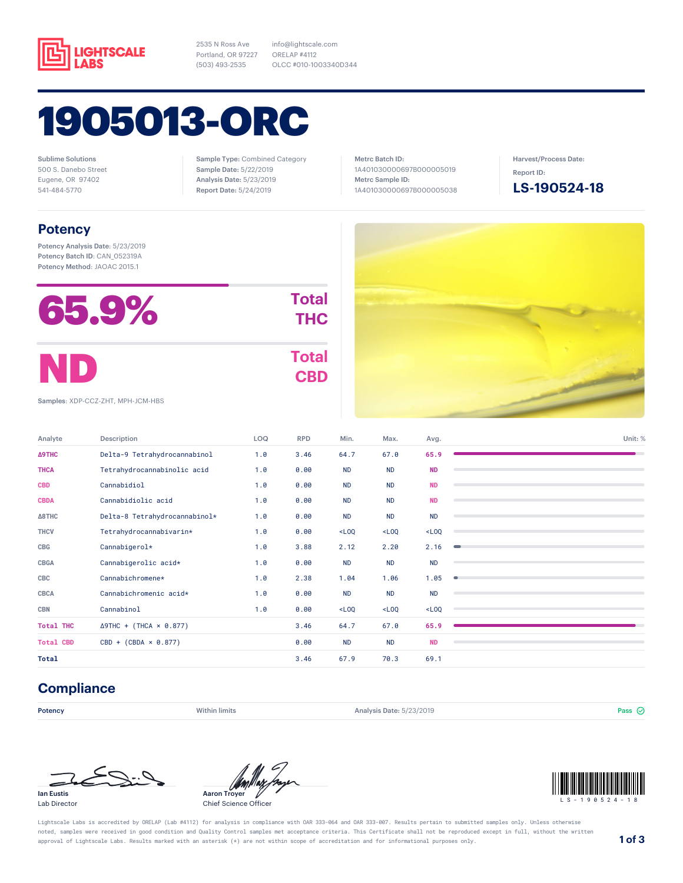LIGHTSCALE LABS

2535 N Ross Ave
Portland, OR 97227
(503) 493-2535

info@lightscale.com
ORELAP #4112
OLCC #010-1003340D344

# 1905013-ORC

Sublime Solutions
500 S. Danebo Street
Eugene, OR 97402
541-484-5770

**Sample Type:** Combined Category
**Sample Date:** 5/22/2019
**Analysis Date:** 5/23/2019
**Report Date:** 5/24/2019

**Metrc Batch ID:**
1A401030000697B000005019
**Metrc Sample ID:**
1A401030000697B000005038

**Harvest/Process Date:**
**Report ID:**
**LS-190524-18**

## Potency

**Potency Analysis Date:** 5/23/2019
**Potency Batch ID:** CAN_052319A
**Potency Method:** JAOAC 2015.1

**65.9%** Total THC

**ND** Total CBD

**Samples:** XDP-CCZ-ZHT, MPH-JCM-HBS

| Analyte | Description | LOQ | RPD | Min. | Max. | Avg. |
|---|---|---|---|---|---|---|
| Δ9THC | Delta-9 Tetrahydrocannabinol | 1.0 | 3.46 | 64.7 | 67.0 | 65.9 |
| THCA | Tetrahydrocannabinolic acid | 1.0 | 0.00 | ND | ND | ND |
| CBD | Cannabidiol | 1.0 | 0.00 | ND | ND | ND |
| CBDA | Cannabidiolic acid | 1.0 | 0.00 | ND | ND | ND |
| Δ8THC | Delta-8 Tetrahydrocannabinol* | 1.0 | 0.00 | ND | ND | ND |
| THCV | Tetrahydrocannabivarin* | 1.0 | 0.00 | <LOQ | <LOQ | <LOQ |
| CBG | Cannabigerol* | 1.0 | 3.88 | 2.12 | 2.20 | 2.16 |
| CBGA | Cannabigerolic acid* | 1.0 | 0.00 | ND | ND | ND |
| CBC | Cannabichromene* | 1.0 | 2.38 | 1.04 | 1.06 | 1.05 |
| CBCA | Cannabichromenic acid* | 1.0 | 0.00 | ND | ND | ND |
| CBN | Cannabinol | 1.0 | 0.00 | <LOQ | <LOQ | <LOQ |
| Total THC | Δ9THC + (THCA × 0.877) | | 3.46 | 64.7 | 67.0 | 65.9 |
| Total CBD | CBD + (CBDA × 0.877) | | 0.00 | ND | ND | ND |
| Total | | | 3.46 | 67.9 | 70.3 | 69.1 |

Unit: %

## Compliance

| Potency | Within limits | Analysis Date: 5/23/2019 | Pass |
|---|---|---|---|

Ian Eustis
Lab Director

Aaron Troyer
Chief Science Officer

LS-190524-18

Lightscale Labs is accredited by ORELAP (Lab #4112) for analysis in compliance with OAR 333-064 and OAR 333-007. Results pertain to submitted samples only. Unless otherwise noted, samples were received in good condition and Quality Control samples met acceptance criteria. This Certificate shall not be reproduced except in full, without the written approval of Lightscale Labs. Results marked with an asterisk (*) are not within scope of accreditation and for informational purposes only.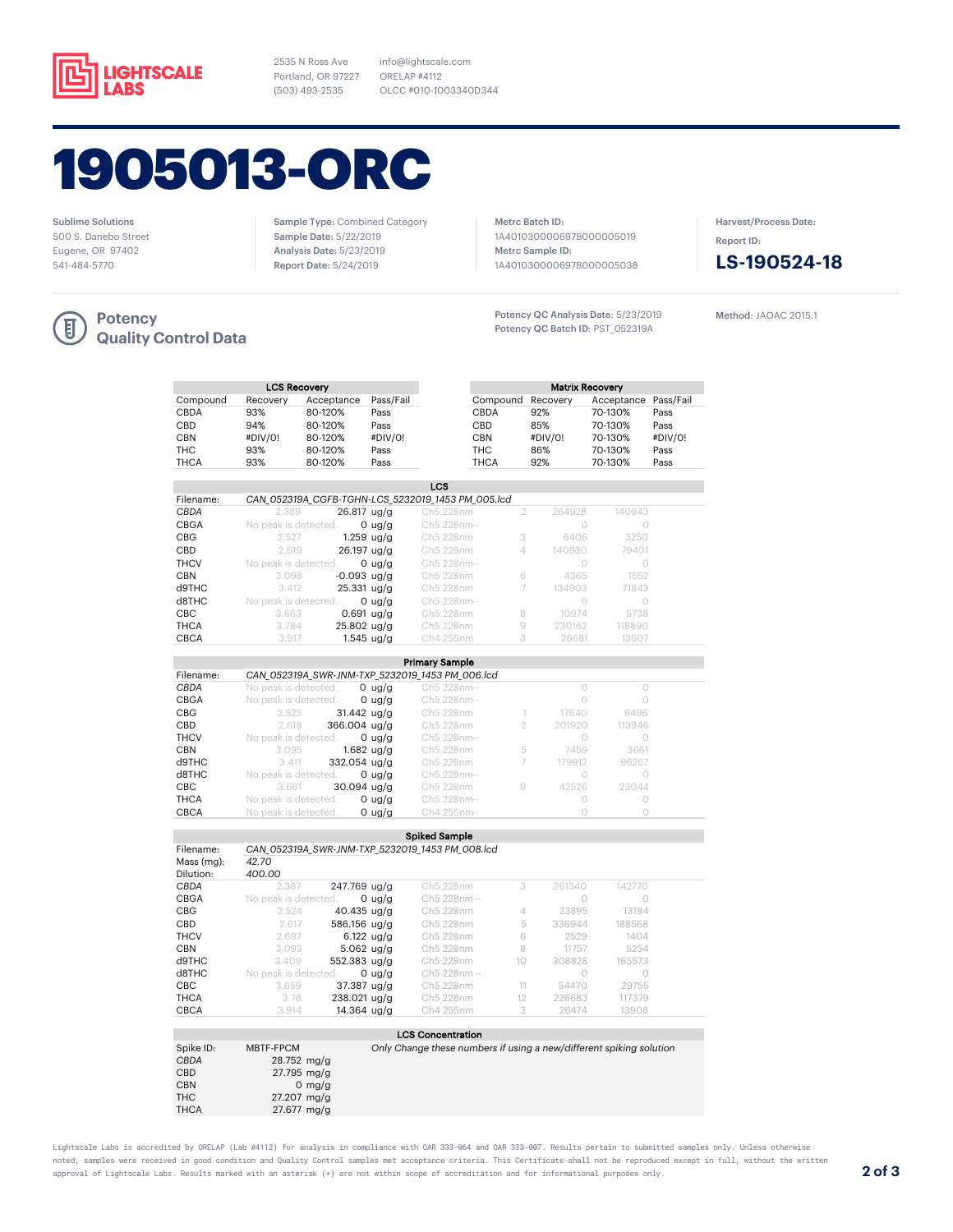LIGHTSCALE LABS

2535 N Ross Ave
Portland, OR 97227
(503) 493-2535

info@lightscale.com
ORELAP #4112
OLCC #010-1003340D344

# 1905013-ORC

Sublime Solutions
500 S. Danebo Street
Eugene, OR 97402
541-484-5770

**Sample Type:** Combined Category
**Sample Date:** 5/22/2019
**Analysis Date:** 5/23/2019
**Report Date:** 5/24/2019

**Metrc Batch ID:**
1A401030000697B000005019
**Metrc Sample ID:**
1A401030000697B000005038

**Harvest/Process Date:**
**Report ID:**
**LS-190524-18**

## Potency Quality Control Data

**Potency QC Analysis Date**: 5/23/2019
**Potency QC Batch ID**: PST_052319A

**Method**: JAOAC 2015.1

**LCS Recovery**

| Compound | Recovery | Acceptance | Pass/Fail |
|---|---|---|---|
| CBDA | 93% | 80-120% | Pass |
| CBD | 94% | 80-120% | Pass |
| CBN | #DIV/0! | 80-120% | #DIV/0! |
| THC | 93% | 80-120% | Pass |
| THCA | 93% | 80-120% | Pass |

**Matrix Recovery**

| Compound | Recovery | Acceptance | Pass/Fail |
|---|---|---|---|
| CBDA | 92% | 70-130% | Pass |
| CBD | 85% | 70-130% | Pass |
| CBN | #DIV/0! | 70-130% | #DIV/0! |
| THC | 86% | 70-130% | Pass |
| THCA | 92% | 70-130% | Pass |

**LCS**

Filename: *CAN_052319A_CGFB-TGHN-LCS_5232019_1453 PM_005.lcd*

| Compound | RT | Result | Channel | Peak # | Area | Height |
|---|---|---|---|---|---|---|
| *CBDA* | 2.389 | 26.817 ug/g | Ch5 228nm | 2 | 264928 | 140943 |
| CBGA | No peak is detected. | 0 ug/g | Ch5 228nm-- | | 0 | 0 |
| CBG | 2.527 | 1.259 ug/g | Ch5 228nm | 3 | 6406 | 3250 |
| CBD | 2.619 | 26.197 ug/g | Ch5 228nm | 4 | 140930 | 79401 |
| THCV | No peak is detected. | 0 ug/g | Ch5 228nm-- | | 0 | 0 |
| CBN | 3.098 | -0.093 ug/g | Ch5 228nm | 6 | 4365 | 1552 |
| d9THC | 3.412 | 25.331 ug/g | Ch5 228nm | 7 | 134903 | 71843 |
| d8THC | No peak is detected. | 0 ug/g | Ch5 228nm-- | | 0 | 0 |
| CBC | 3.663 | 0.691 ug/g | Ch5 228nm | 8 | 10974 | 5738 |
| THCA | 3.784 | 25.802 ug/g | Ch5 228nm | 9 | 230162 | 118890 |
| CBCA | 3.917 | 1.545 ug/g | Ch4 255nm | 3 | 26681 | 13607 |

**Primary Sample**

Filename: *CAN_052319A_SWR-JNM-TXP_5232019_1453 PM_006.lcd*

| Compound | RT | Result | Channel | Peak # | Area | Height |
|---|---|---|---|---|---|---|
| *CBDA* | No peak is detected. | 0 ug/g | Ch5 228nm-- | | 0 | 0 |
| CBGA | No peak is detected. | 0 ug/g | Ch5 228nm-- | | 0 | 0 |
| CBG | 2.525 | 31.442 ug/g | Ch5 228nm | 1 | 17640 | 9496 |
| CBD | 2.618 | 366.004 ug/g | Ch5 228nm | 2 | 201920 | 113946 |
| THCV | No peak is detected. | 0 ug/g | Ch5 228nm-- | | 0 | 0 |
| CBN | 3.095 | 1.682 ug/g | Ch5 228nm | 5 | 7459 | 3661 |
| d9THC | 3.411 | 332.054 ug/g | Ch5 228nm | 7 | 179912 | 96267 |
| d8THC | No peak is detected. | 0 ug/g | Ch5 228nm-- | | 0 | 0 |
| CBC | 3.661 | 30.094 ug/g | Ch5 228nm | 9 | 42526 | 23044 |
| THCA | No peak is detected. | 0 ug/g | Ch5 228nm-- | | 0 | 0 |
| CBCA | No peak is detected. | 0 ug/g | Ch4 255nm-- | | 0 | 0 |

**Spiked Sample**

Filename: *CAN_052319A_SWR-JNM-TXP_5232019_1453 PM_008.lcd*
Mass (mg): *42.70*
Dilution: *400.00*

| Compound | RT | Result | Channel | Peak # | Area | Height |
|---|---|---|---|---|---|---|
| *CBDA* | 2.387 | 247.769 ug/g | Ch5 228nm | 3 | 261340 | 142770 |
| CBGA | No peak is detected. | 0 ug/g | Ch5 228nm -- | | 0 | 0 |
| CBG | 2.524 | 40.435 ug/g | Ch5 228nm | 4 | 23895 | 13194 |
| CBD | 2.617 | 586.156 ug/g | Ch5 228nm | 5 | 336944 | 188568 |
| THCV | 2.697 | 6.122 ug/g | Ch5 228nm | 6 | 2529 | 1404 |
| CBN | 3.093 | 5.062 ug/g | Ch5 228nm | 8 | 11757 | 5254 |
| d9THC | 3.409 | 552.383 ug/g | Ch5 228nm | 10 | 308828 | 165573 |
| d8THC | No peak is detected. | 0 ug/g | Ch5 228nm -- | | 0 | 0 |
| CBC | 3.659 | 37.387 ug/g | Ch5 228nm | 11 | 54470 | 29755 |
| THCA | 3.78 | 238.021 ug/g | Ch5 228nm | 12 | 226683 | 117379 |
| CBCA | 3.914 | 14.364 ug/g | Ch4 255nm | 3 | 26474 | 13908 |

**LCS Concentration**

Spike ID: MBTF-FPCM — *Only Change these numbers if using a new/different spiking solution*

| Compound | Concentration |
|---|---|
| *CBDA* | 28.752 mg/g |
| CBD | 27.795 mg/g |
| CBN | 0 mg/g |
| THC | 27.207 mg/g |
| THCA | 27.677 mg/g |

Lightscale Labs is accredited by ORELAP (Lab #4112) for analysis in compliance with OAR 333-064 and OAR 333-007. Results pertain to submitted samples only. Unless otherwise noted, samples were received in good condition and Quality Control samples met acceptance criteria. This Certificate shall not be reproduced except in full, without the written approval of Lightscale Labs. Results marked with an asterisk (*) are not within scope of accreditation and for informational purposes only.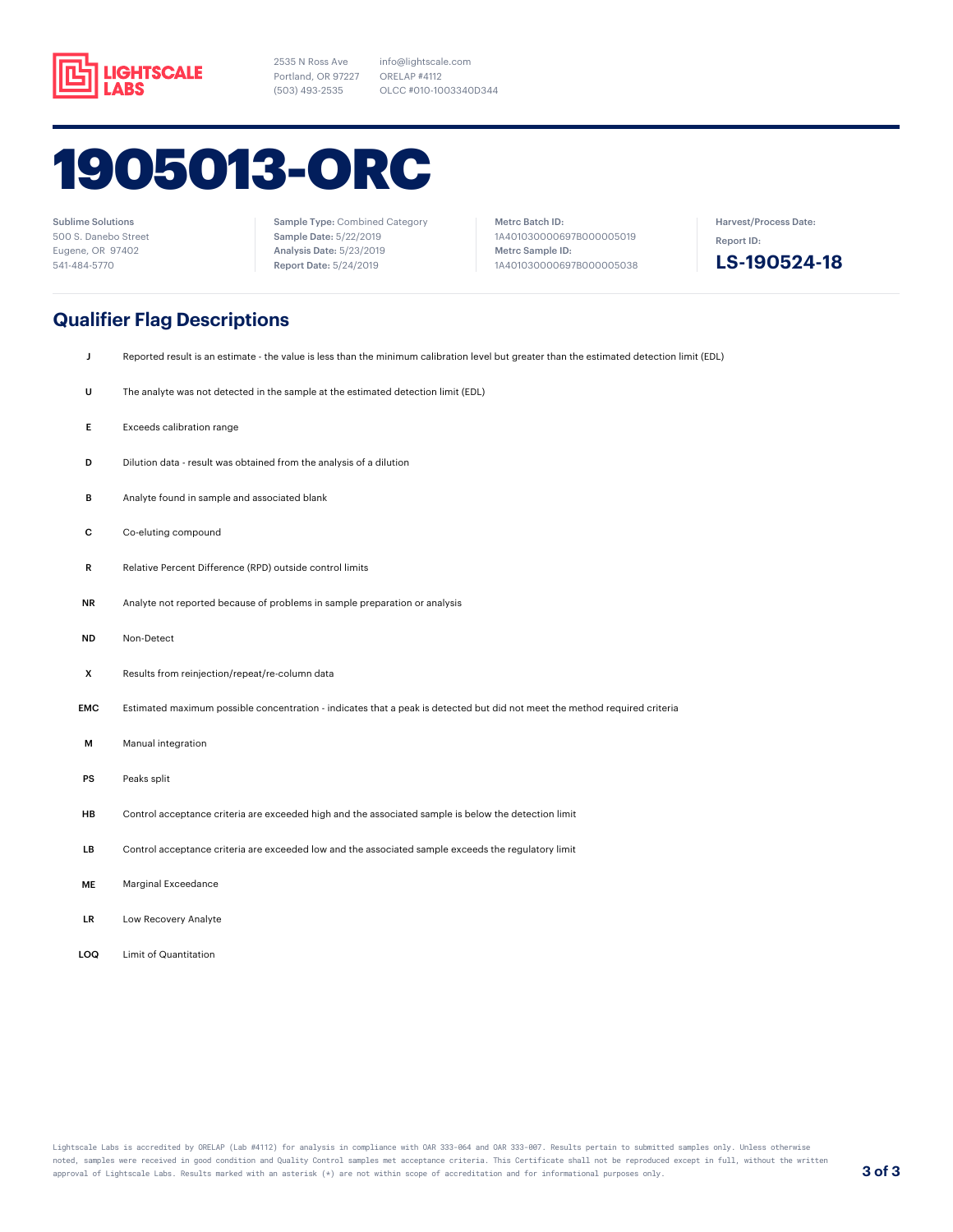LIGHTSCALE LABS

2535 N Ross Ave
Portland, OR 97227
(503) 493-2535

info@lightscale.com
ORELAP #4112
OLCC #010-1003340D344

# 1905013-ORC

Sublime Solutions
500 S. Danebo Street
Eugene, OR 97402
541-484-5770

**Sample Type:** Combined Category
**Sample Date:** 5/22/2019
**Analysis Date:** 5/23/2019
**Report Date:** 5/24/2019

**Metrc Batch ID:**
1A401030000697B000005019
**Metrc Sample ID:**
1A401030000697B000005038

**Harvest/Process Date:**

**Report ID:**
**LS-190524-18**

## Qualifier Flag Descriptions

| | |
|---|---|
| J | Reported result is an estimate - the value is less than the minimum calibration level but greater than the estimated detection limit (EDL) |
| U | The analyte was not detected in the sample at the estimated detection limit (EDL) |
| E | Exceeds calibration range |
| D | Dilution data - result was obtained from the analysis of a dilution |
| B | Analyte found in sample and associated blank |
| C | Co-eluting compound |
| R | Relative Percent Difference (RPD) outside control limits |
| NR | Analyte not reported because of problems in sample preparation or analysis |
| ND | Non-Detect |
| X | Results from reinjection/repeat/re-column data |
| EMC | Estimated maximum possible concentration - indicates that a peak is detected but did not meet the method required criteria |
| M | Manual integration |
| PS | Peaks split |
| HB | Control acceptance criteria are exceeded high and the associated sample is below the detection limit |
| LB | Control acceptance criteria are exceeded low and the associated sample exceeds the regulatory limit |
| ME | Marginal Exceedance |
| LR | Low Recovery Analyte |
| LOQ | Limit of Quantitation |

Lightscale Labs is accredited by ORELAP (Lab #4112) for analysis in compliance with OAR 333-064 and OAR 333-007. Results pertain to submitted samples only. Unless otherwise noted, samples were received in good condition and Quality Control samples met acceptance criteria. This Certificate shall not be reproduced except in full, without the written approval of Lightscale Labs. Results marked with an asterisk (*) are not within scope of accreditation and for informational purposes only.